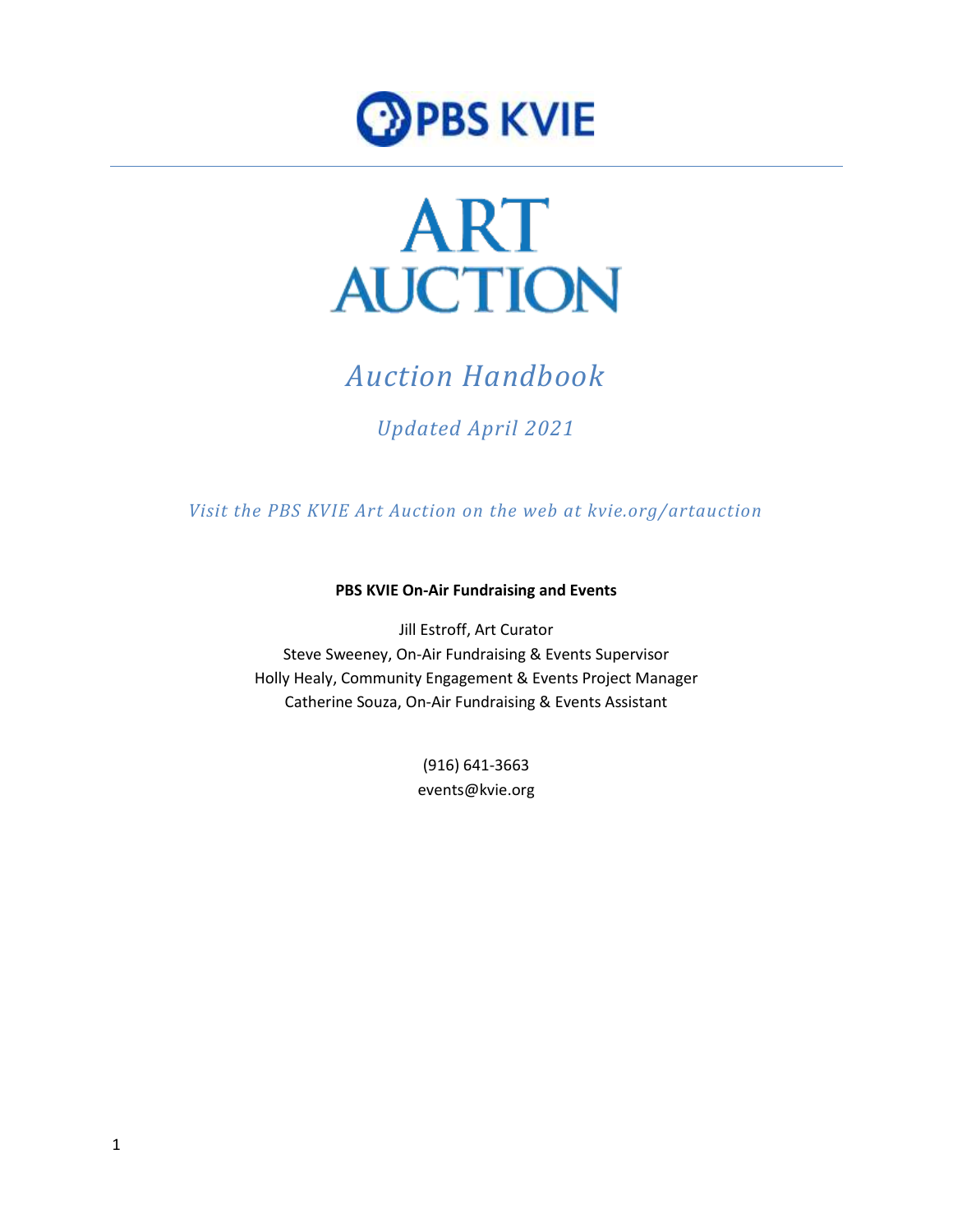PBS KVIE

# ART AUCTION

## *Auction Handbook*

### *Updated April 2021*

*Visit the PBS KVIE Art Auction on the web at kvie.org/artauction*

**PBS KVIE On-Air Fundraising and Events**

Jill Estroff, Art Curator
Steve Sweeney, On-Air Fundraising & Events Supervisor
Holly Healy, Community Engagement & Events Project Manager
Catherine Souza, On-Air Fundraising & Events Assistant

(916) 641-3663
events@kvie.org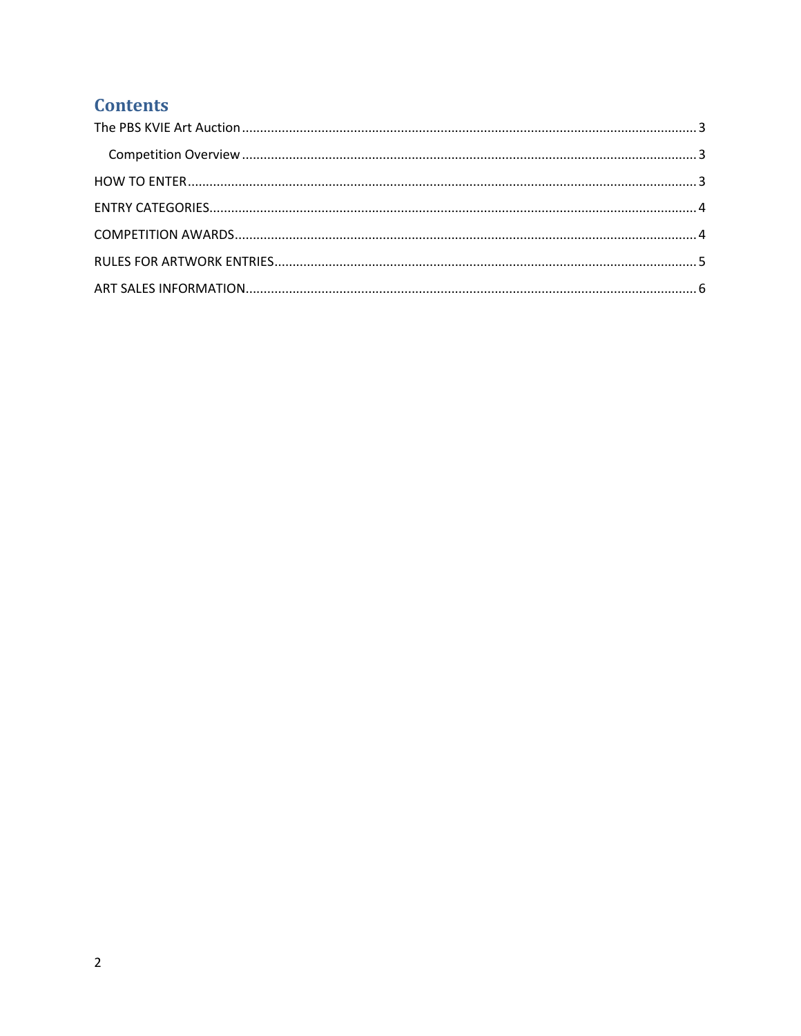# Contents

The PBS KVIE Art Auction ............................................................ 3

  Competition Overview ............................................................ 3

HOW TO ENTER ............................................................ 3

ENTRY CATEGORIES ............................................................ 4

COMPETITION AWARDS ............................................................ 4

RULES FOR ARTWORK ENTRIES ............................................................ 5

ART SALES INFORMATION ............................................................ 6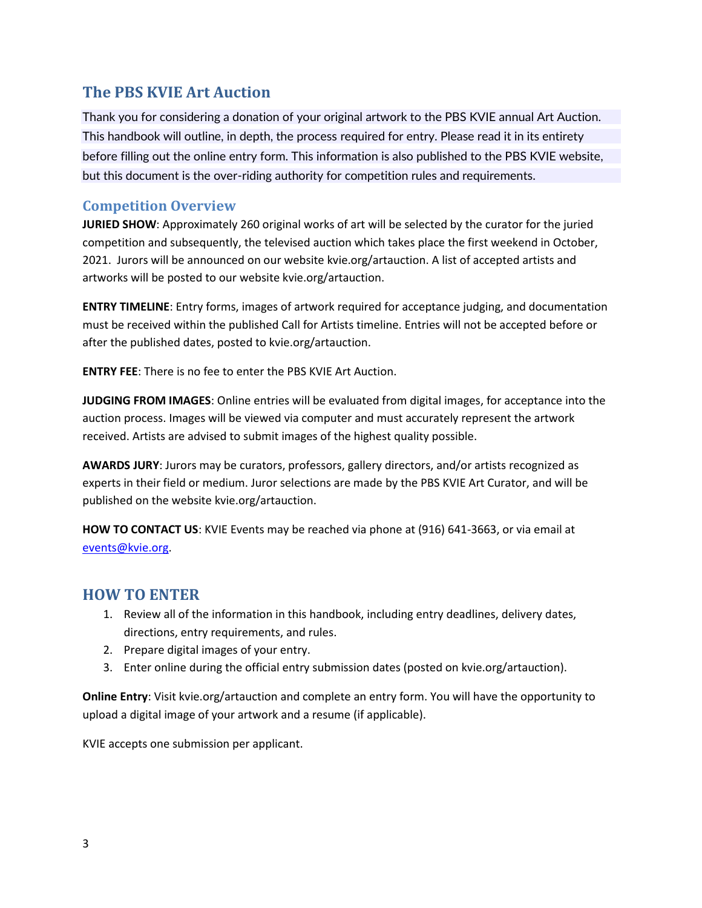## The PBS KVIE Art Auction

Thank you for considering a donation of your original artwork to the PBS KVIE annual Art Auction. This handbook will outline, in depth, the process required for entry. Please read it in its entirety before filling out the online entry form. This information is also published to the PBS KVIE website, but this document is the over-riding authority for competition rules and requirements.

### Competition Overview

**JURIED SHOW**: Approximately 260 original works of art will be selected by the curator for the juried competition and subsequently, the televised auction which takes place the first weekend in October, 2021. Jurors will be announced on our website kvie.org/artauction. A list of accepted artists and artworks will be posted to our website kvie.org/artauction.

**ENTRY TIMELINE**: Entry forms, images of artwork required for acceptance judging, and documentation must be received within the published Call for Artists timeline. Entries will not be accepted before or after the published dates, posted to kvie.org/artauction.

**ENTRY FEE**: There is no fee to enter the PBS KVIE Art Auction.

**JUDGING FROM IMAGES**: Online entries will be evaluated from digital images, for acceptance into the auction process. Images will be viewed via computer and must accurately represent the artwork received. Artists are advised to submit images of the highest quality possible.

**AWARDS JURY**: Jurors may be curators, professors, gallery directors, and/or artists recognized as experts in their field or medium. Juror selections are made by the PBS KVIE Art Curator, and will be published on the website kvie.org/artauction.

**HOW TO CONTACT US**: KVIE Events may be reached via phone at (916) 641-3663, or via email at events@kvie.org.

## HOW TO ENTER

1. Review all of the information in this handbook, including entry deadlines, delivery dates, directions, entry requirements, and rules.
2. Prepare digital images of your entry.
3. Enter online during the official entry submission dates (posted on kvie.org/artauction).

**Online Entry**: Visit kvie.org/artauction and complete an entry form. You will have the opportunity to upload a digital image of your artwork and a resume (if applicable).

KVIE accepts one submission per applicant.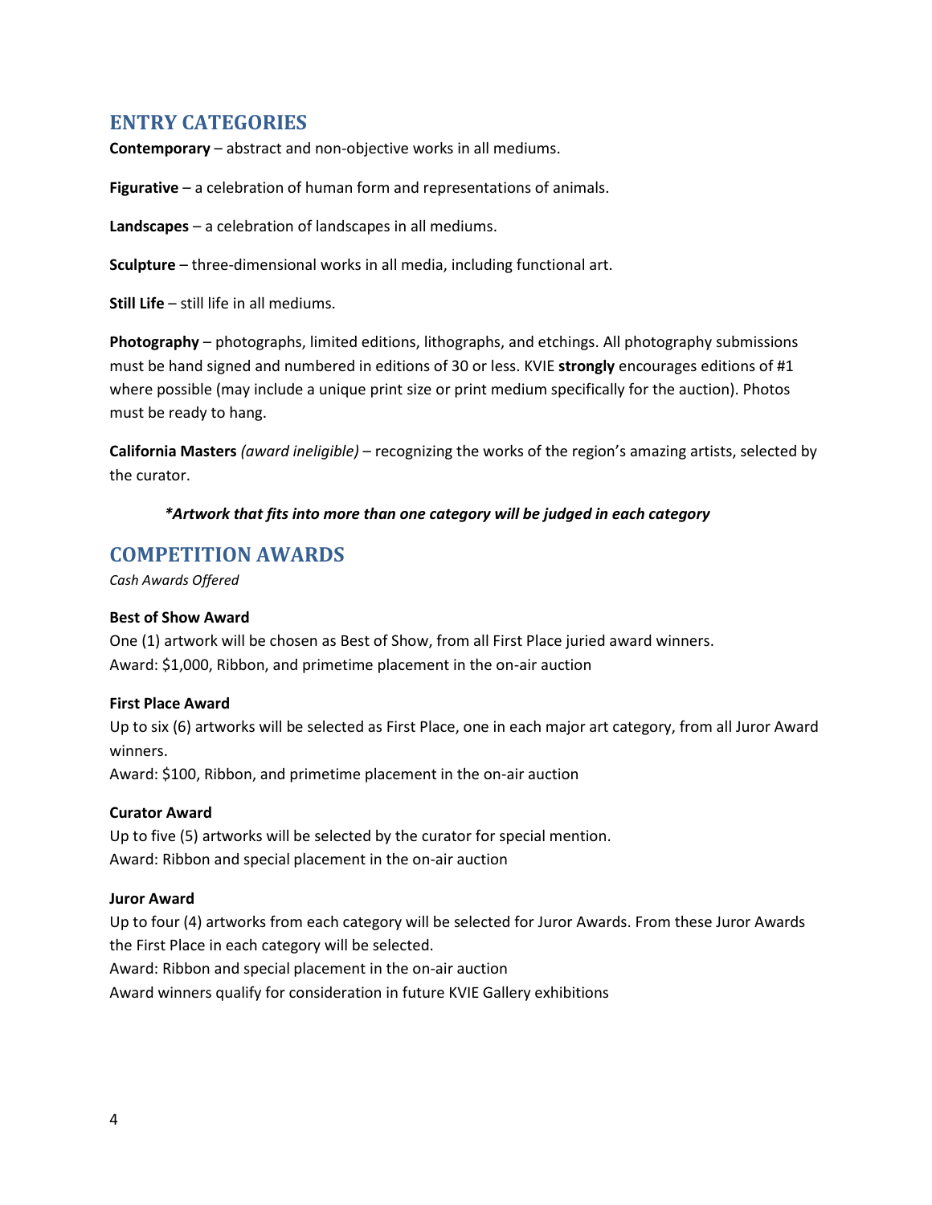## ENTRY CATEGORIES

**Contemporary** – abstract and non-objective works in all mediums.

**Figurative** – a celebration of human form and representations of animals.

**Landscapes** – a celebration of landscapes in all mediums.

**Sculpture** – three-dimensional works in all media, including functional art.

**Still Life** – still life in all mediums.

**Photography** – photographs, limited editions, lithographs, and etchings. All photography submissions must be hand signed and numbered in editions of 30 or less. KVIE **strongly** encourages editions of #1 where possible (may include a unique print size or print medium specifically for the auction). Photos must be ready to hang.

**California Masters** *(award ineligible)* – recognizing the works of the region's amazing artists, selected by the curator.

***Artwork that fits into more than one category will be judged in each category***

## COMPETITION AWARDS

*Cash Awards Offered*

**Best of Show Award**

One (1) artwork will be chosen as Best of Show, from all First Place juried award winners.
Award: $1,000, Ribbon, and primetime placement in the on-air auction

**First Place Award**

Up to six (6) artworks will be selected as First Place, one in each major art category, from all Juror Award winners.
Award: $100, Ribbon, and primetime placement in the on-air auction

**Curator Award**

Up to five (5) artworks will be selected by the curator for special mention.
Award: Ribbon and special placement in the on-air auction

**Juror Award**

Up to four (4) artworks from each category will be selected for Juror Awards. From these Juror Awards the First Place in each category will be selected.
Award: Ribbon and special placement in the on-air auction
Award winners qualify for consideration in future KVIE Gallery exhibitions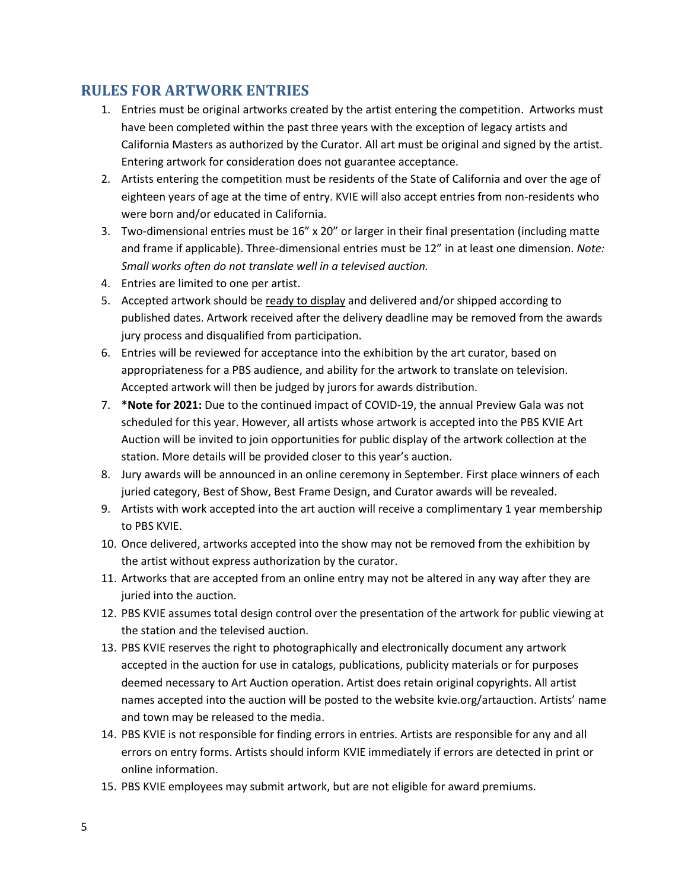## RULES FOR ARTWORK ENTRIES

1. Entries must be original artworks created by the artist entering the competition. Artworks must have been completed within the past three years with the exception of legacy artists and California Masters as authorized by the Curator. All art must be original and signed by the artist. Entering artwork for consideration does not guarantee acceptance.
2. Artists entering the competition must be residents of the State of California and over the age of eighteen years of age at the time of entry. KVIE will also accept entries from non-residents who were born and/or educated in California.
3. Two-dimensional entries must be 16" x 20" or larger in their final presentation (including matte and frame if applicable). Three-dimensional entries must be 12" in at least one dimension. *Note: Small works often do not translate well in a televised auction.*
4. Entries are limited to one per artist.
5. Accepted artwork should be ready to display and delivered and/or shipped according to published dates. Artwork received after the delivery deadline may be removed from the awards jury process and disqualified from participation.
6. Entries will be reviewed for acceptance into the exhibition by the art curator, based on appropriateness for a PBS audience, and ability for the artwork to translate on television. Accepted artwork will then be judged by jurors for awards distribution.
7. **\*Note for 2021:** Due to the continued impact of COVID-19, the annual Preview Gala was not scheduled for this year. However, all artists whose artwork is accepted into the PBS KVIE Art Auction will be invited to join opportunities for public display of the artwork collection at the station. More details will be provided closer to this year's auction.
8. Jury awards will be announced in an online ceremony in September. First place winners of each juried category, Best of Show, Best Frame Design, and Curator awards will be revealed.
9. Artists with work accepted into the art auction will receive a complimentary 1 year membership to PBS KVIE.
10. Once delivered, artworks accepted into the show may not be removed from the exhibition by the artist without express authorization by the curator.
11. Artworks that are accepted from an online entry may not be altered in any way after they are juried into the auction.
12. PBS KVIE assumes total design control over the presentation of the artwork for public viewing at the station and the televised auction.
13. PBS KVIE reserves the right to photographically and electronically document any artwork accepted in the auction for use in catalogs, publications, publicity materials or for purposes deemed necessary to Art Auction operation. Artist does retain original copyrights. All artist names accepted into the auction will be posted to the website kvie.org/artauction. Artists' name and town may be released to the media.
14. PBS KVIE is not responsible for finding errors in entries. Artists are responsible for any and all errors on entry forms. Artists should inform KVIE immediately if errors are detected in print or online information.
15. PBS KVIE employees may submit artwork, but are not eligible for award premiums.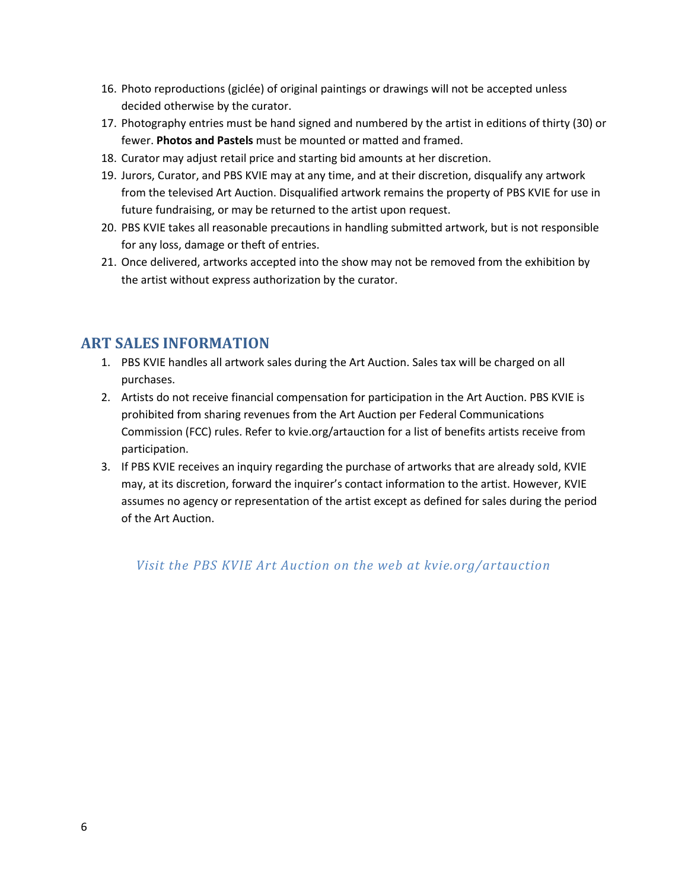16. Photo reproductions (giclée) of original paintings or drawings will not be accepted unless decided otherwise by the curator.
17. Photography entries must be hand signed and numbered by the artist in editions of thirty (30) or fewer. **Photos and Pastels** must be mounted or matted and framed.
18. Curator may adjust retail price and starting bid amounts at her discretion.
19. Jurors, Curator, and PBS KVIE may at any time, and at their discretion, disqualify any artwork from the televised Art Auction. Disqualified artwork remains the property of PBS KVIE for use in future fundraising, or may be returned to the artist upon request.
20. PBS KVIE takes all reasonable precautions in handling submitted artwork, but is not responsible for any loss, damage or theft of entries.
21. Once delivered, artworks accepted into the show may not be removed from the exhibition by the artist without express authorization by the curator.

## ART SALES INFORMATION

1. PBS KVIE handles all artwork sales during the Art Auction. Sales tax will be charged on all purchases.
2. Artists do not receive financial compensation for participation in the Art Auction. PBS KVIE is prohibited from sharing revenues from the Art Auction per Federal Communications Commission (FCC) rules. Refer to kvie.org/artauction for a list of benefits artists receive from participation.
3. If PBS KVIE receives an inquiry regarding the purchase of artworks that are already sold, KVIE may, at its discretion, forward the inquirer's contact information to the artist. However, KVIE assumes no agency or representation of the artist except as defined for sales during the period of the Art Auction.

*Visit the PBS KVIE Art Auction on the web at kvie.org/artauction*